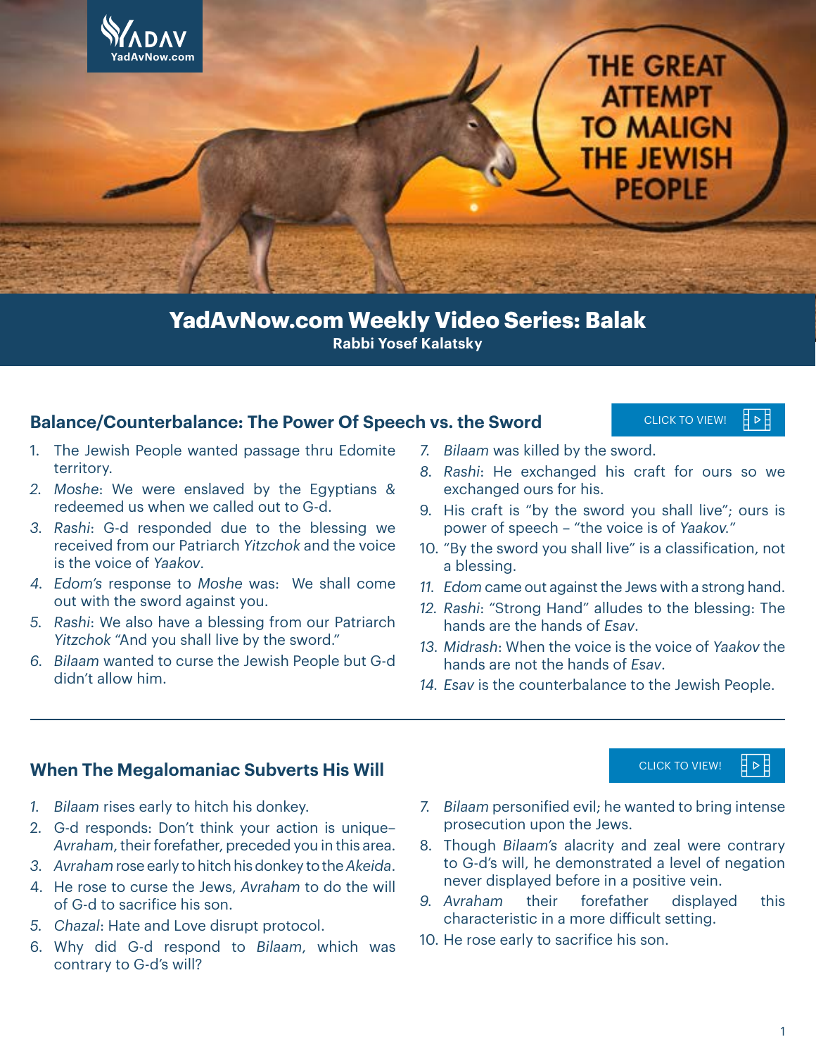THE GREAT ATTEMPT TO MALIGN THE JEWISH PEOPLE

# YadAvNow.com Weekly Video Series: Balak

**Rabbi Yosef Kalatsky**

## Balance/Counterbalance: The Power Of Speech vs. the Sword

CLICK TO VIEW!

1. The Jewish People wanted passage thru Edomite territory.
2. *Moshe*: We were enslaved by the Egyptians & redeemed us when we called out to G-d.
3. *Rashi*: G-d responded due to the blessing we received from our Patriarch *Yitzchok* and the voice is the voice of *Yaakov*.
4. *Edom's* response to *Moshe* was: We shall come out with the sword against you.
5. *Rashi*: We also have a blessing from our Patriarch *Yitzchok* "And you shall live by the sword."
6. *Bilaam* wanted to curse the Jewish People but G-d didn't allow him.
7. *Bilaam* was killed by the sword.
8. *Rashi*: He exchanged his craft for ours so we exchanged ours for his.
9. His craft is "by the sword you shall live"; ours is power of speech – "the voice is of *Yaakov*."
10. "By the sword you shall live" is a classification, not a blessing.
11. *Edom* came out against the Jews with a strong hand.
12. *Rashi*: "Strong Hand" alludes to the blessing: The hands are the hands of *Esav*.
13. *Midrash*: When the voice is the voice of *Yaakov* the hands are not the hands of *Esav*.
14. *Esav* is the counterbalance to the Jewish People.

---

## When The Megalomaniac Subverts His Will

CLICK TO VIEW!

1. *Bilaam* rises early to hitch his donkey.
2. G-d responds: Don't think your action is unique– *Avraham*, their forefather, preceded you in this area.
3. *Avraham* rose early to hitch his donkey to the *Akeida*.
4. He rose to curse the Jews, *Avraham* to do the will of G-d to sacrifice his son.
5. *Chazal*: Hate and Love disrupt protocol.
6. Why did G-d respond to *Bilaam*, which was contrary to G-d's will?
7. *Bilaam* personified evil; he wanted to bring intense prosecution upon the Jews.
8. Though *Bilaam's* alacrity and zeal were contrary to G-d's will, he demonstrated a level of negation never displayed before in a positive vein.
9. *Avraham* their forefather displayed this characteristic in a more difficult setting.
10. He rose early to sacrifice his son.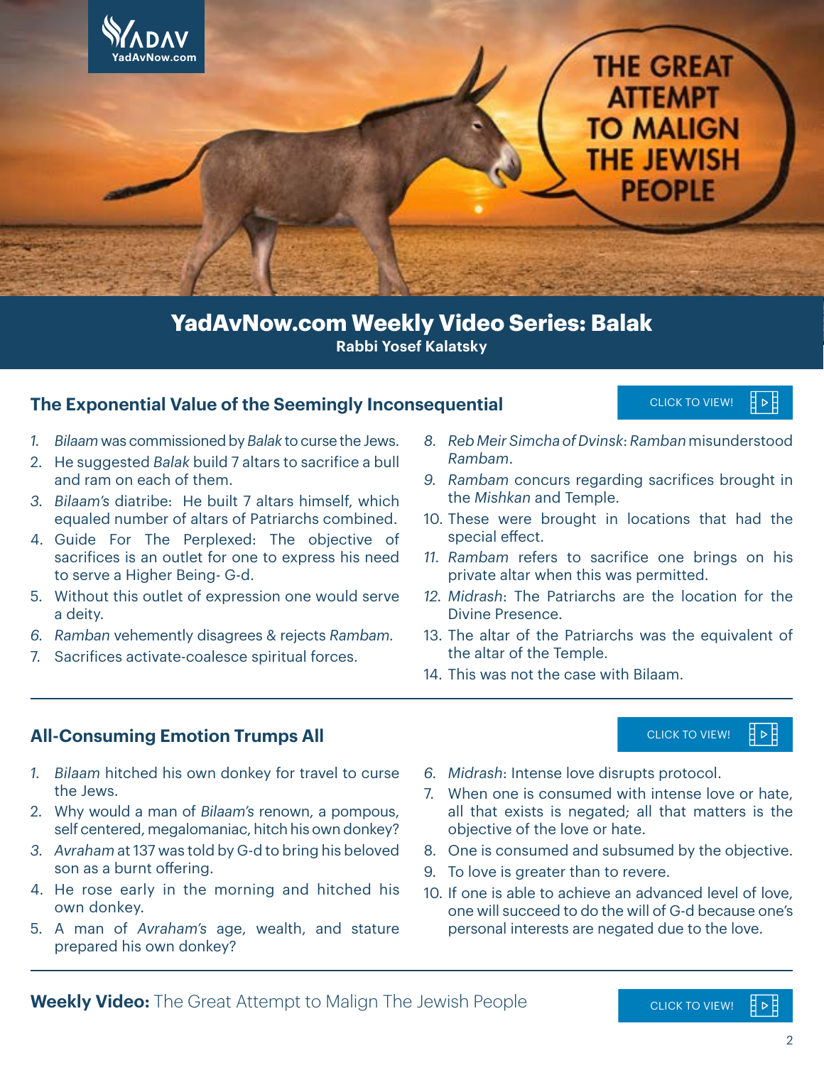THE GREAT ATTEMPT TO MALIGN THE JEWISH PEOPLE

# YadAvNow.com Weekly Video Series: Balak

**Rabbi Yosef Kalatsky**

## The Exponential Value of the Seemingly Inconsequential

CLICK TO VIEW!

1. *Bilaam* was commissioned by *Balak* to curse the Jews.
2. He suggested *Balak* build 7 altars to sacrifice a bull and ram on each of them.
3. *Bilaam's* diatribe: He built 7 altars himself, which equaled number of altars of Patriarchs combined.
4. Guide For The Perplexed: The objective of sacrifices is an outlet for one to express his need to serve a Higher Being- G-d.
5. Without this outlet of expression one would serve a deity.
6. *Ramban* vehemently disagrees & rejects *Rambam*.
7. Sacrifices activate-coalesce spiritual forces.
8. *Reb Meir Simcha of Dvinsk*: *Ramban* misunderstood *Rambam*.
9. *Rambam* concurs regarding sacrifices brought in the *Mishkan* and Temple.
10. These were brought in locations that had the special effect.
11. *Rambam* refers to sacrifice one brings on his private altar when this was permitted.
12. *Midrash*: The Patriarchs are the location for the Divine Presence.
13. The altar of the Patriarchs was the equivalent of the altar of the Temple.
14. This was not the case with Bilaam.

---

## All-Consuming Emotion Trumps All

CLICK TO VIEW!

1. *Bilaam* hitched his own donkey for travel to curse the Jews.
2. Why would a man of *Bilaam's* renown, a pompous, self centered, megalomaniac, hitch his own donkey?
3. *Avraham* at 137 was told by G-d to bring his beloved son as a burnt offering.
4. He rose early in the morning and hitched his own donkey.
5. A man of *Avraham's* age, wealth, and stature prepared his own donkey?
6. *Midrash*: Intense love disrupts protocol.
7. When one is consumed with intense love or hate, all that exists is negated; all that matters is the objective of the love or hate.
8. One is consumed and subsumed by the objective.
9. To love is greater than to revere.
10. If one is able to achieve an advanced level of love, one will succeed to do the will of G-d because one's personal interests are negated due to the love.

---

**Weekly Video:** The Great Attempt to Malign The Jewish People

CLICK TO VIEW!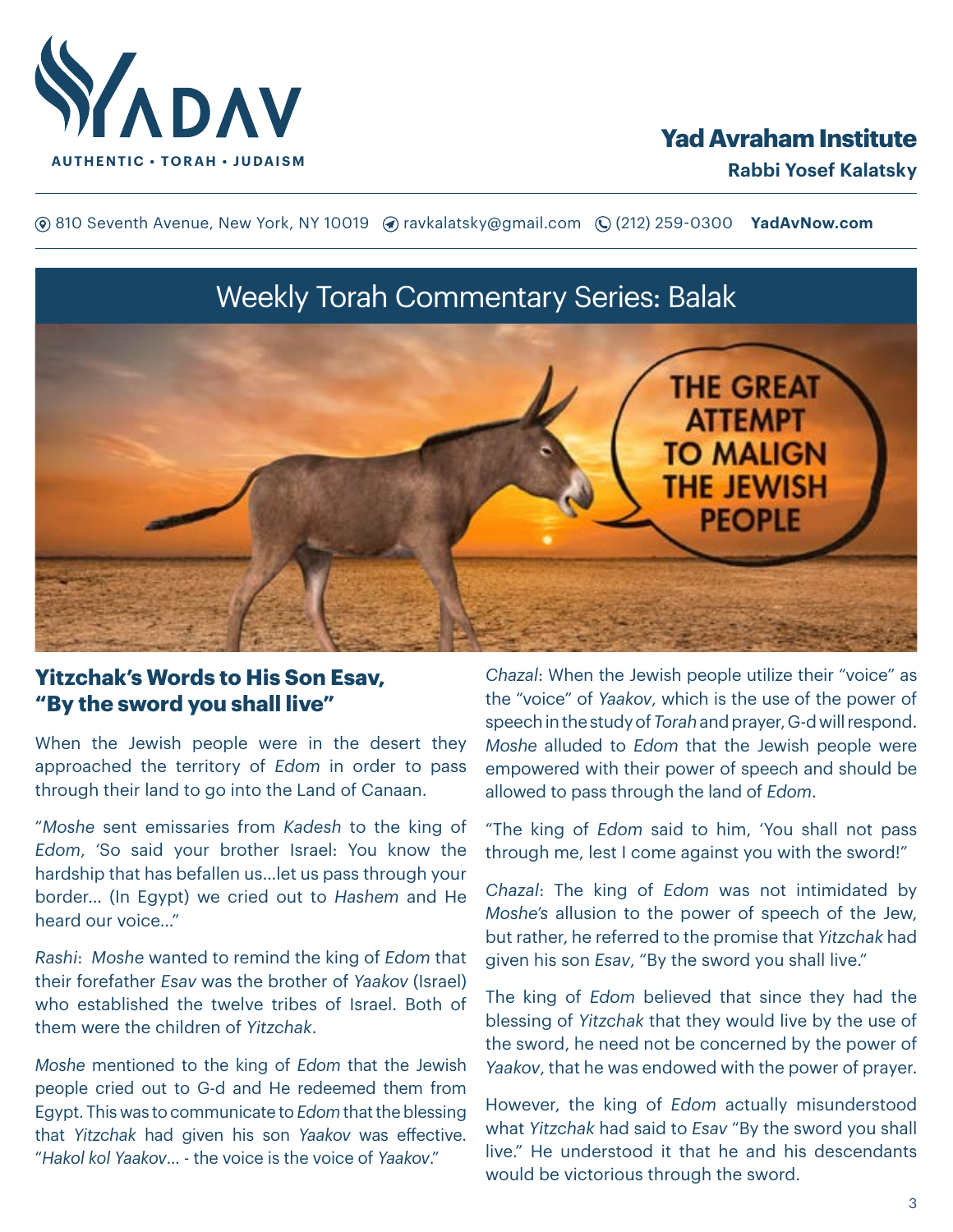# Yad Avraham Institute

**Rabbi Yosef Kalatsky**

810 Seventh Avenue, New York, NY 10019 · ravkalatsky@gmail.com · (212) 259-0300 · **YadAvNow.com**

## Weekly Torah Commentary Series: Balak

THE GREAT ATTEMPT TO MALIGN THE JEWISH PEOPLE

### Yitzchak's Words to His Son Esav, "By the sword you shall live"

When the Jewish people were in the desert they approached the territory of *Edom* in order to pass through their land to go into the Land of Canaan.

"*Moshe* sent emissaries from *Kadesh* to the king of *Edom*, 'So said your brother Israel: You know the hardship that has befallen us…let us pass through your border… (In Egypt) we cried out to *Hashem* and He heard our voice…"

*Rashi*: *Moshe* wanted to remind the king of *Edom* that their forefather *Esav* was the brother of *Yaakov* (Israel) who established the twelve tribes of Israel. Both of them were the children of *Yitzchak*.

*Moshe* mentioned to the king of *Edom* that the Jewish people cried out to G-d and He redeemed them from Egypt. This was to communicate to *Edom* that the blessing that *Yitzchak* had given his son *Yaakov* was effective. "*Hakol kol Yaakov*… - the voice is the voice of *Yaakov*."

*Chazal*: When the Jewish people utilize their "voice" as the "voice" of *Yaakov*, which is the use of the power of speech in the study of *Torah* and prayer, G-d will respond. *Moshe* alluded to *Edom* that the Jewish people were empowered with their power of speech and should be allowed to pass through the land of *Edom*.

"The king of *Edom* said to him, 'You shall not pass through me, lest I come against you with the sword!"

*Chazal*: The king of *Edom* was not intimidated by *Moshe's* allusion to the power of speech of the Jew, but rather, he referred to the promise that *Yitzchak* had given his son *Esav*, "By the sword you shall live."

The king of *Edom* believed that since they had the blessing of *Yitzchak* that they would live by the use of the sword, he need not be concerned by the power of *Yaakov*, that he was endowed with the power of prayer.

However, the king of *Edom* actually misunderstood what *Yitzchak* had said to *Esav* "By the sword you shall live." He understood it that he and his descendants would be victorious through the sword.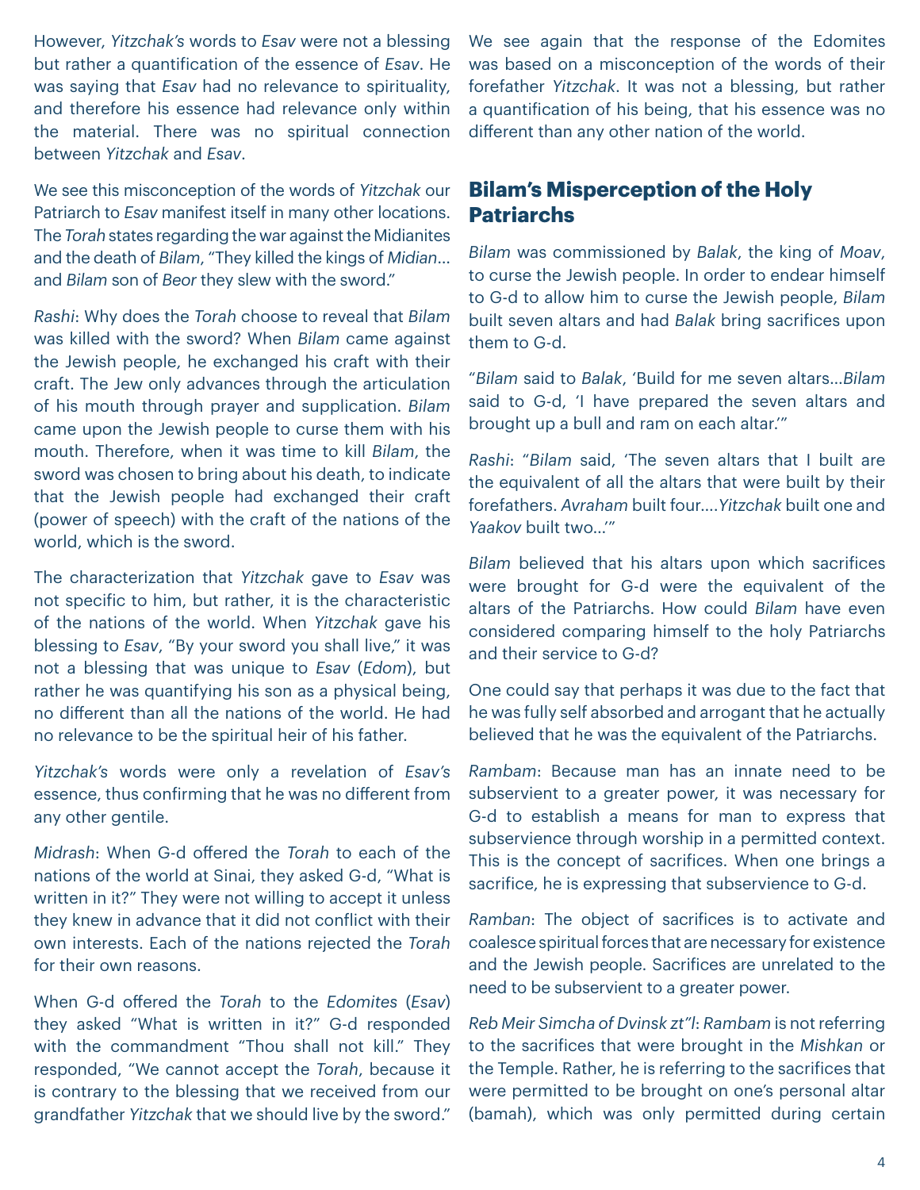However, *Yitzchak's* words to *Esav* were not a blessing but rather a quantification of the essence of *Esav*. He was saying that *Esav* had no relevance to spirituality, and therefore his essence had relevance only within the material. There was no spiritual connection between *Yitzchak* and *Esav*.

We see this misconception of the words of *Yitzchak* our Patriarch to *Esav* manifest itself in many other locations. The *Torah* states regarding the war against the Midianites and the death of *Bilam*, "They killed the kings of *Midian*… and *Bilam* son of *Beor* they slew with the sword."

*Rashi*: Why does the *Torah* choose to reveal that *Bilam* was killed with the sword? When *Bilam* came against the Jewish people, he exchanged his craft with their craft. The Jew only advances through the articulation of his mouth through prayer and supplication. *Bilam* came upon the Jewish people to curse them with his mouth. Therefore, when it was time to kill *Bilam*, the sword was chosen to bring about his death, to indicate that the Jewish people had exchanged their craft (power of speech) with the craft of the nations of the world, which is the sword.

The characterization that *Yitzchak* gave to *Esav* was not specific to him, but rather, it is the characteristic of the nations of the world. When *Yitzchak* gave his blessing to *Esav*, "By your sword you shall live," it was not a blessing that was unique to *Esav* (*Edom*), but rather he was quantifying his son as a physical being, no different than all the nations of the world. He had no relevance to be the spiritual heir of his father.

*Yitzchak's* words were only a revelation of *Esav's* essence, thus confirming that he was no different from any other gentile.

*Midrash*: When G-d offered the *Torah* to each of the nations of the world at Sinai, they asked G-d, "What is written in it?" They were not willing to accept it unless they knew in advance that it did not conflict with their own interests. Each of the nations rejected the *Torah* for their own reasons.

When G-d offered the *Torah* to the *Edomites* (*Esav*) they asked "What is written in it?" G-d responded with the commandment "Thou shall not kill." They responded, "We cannot accept the *Torah*, because it is contrary to the blessing that we received from our grandfather *Yitzchak* that we should live by the sword."

We see again that the response of the Edomites was based on a misconception of the words of their forefather *Yitzchak*. It was not a blessing, but rather a quantification of his being, that his essence was no different than any other nation of the world.

## Bilam's Misperception of the Holy Patriarchs

*Bilam* was commissioned by *Balak*, the king of *Moav*, to curse the Jewish people. In order to endear himself to G-d to allow him to curse the Jewish people, *Bilam* built seven altars and had *Balak* bring sacrifices upon them to G-d.

"*Bilam* said to *Balak*, 'Build for me seven altars…*Bilam* said to G-d, 'I have prepared the seven altars and brought up a bull and ram on each altar.'"

*Rashi*: "*Bilam* said, 'The seven altars that I built are the equivalent of all the altars that were built by their forefathers. *Avraham* built four….*Yitzchak* built one and *Yaakov* built two…'"

*Bilam* believed that his altars upon which sacrifices were brought for G-d were the equivalent of the altars of the Patriarchs. How could *Bilam* have even considered comparing himself to the holy Patriarchs and their service to G-d?

One could say that perhaps it was due to the fact that he was fully self absorbed and arrogant that he actually believed that he was the equivalent of the Patriarchs.

*Rambam*: Because man has an innate need to be subservient to a greater power, it was necessary for G-d to establish a means for man to express that subservience through worship in a permitted context. This is the concept of sacrifices. When one brings a sacrifice, he is expressing that subservience to G-d.

*Ramban*: The object of sacrifices is to activate and coalesce spiritual forces that are necessary for existence and the Jewish people. Sacrifices are unrelated to the need to be subservient to a greater power.

*Reb Meir Simcha of Dvinsk zt"l*: *Rambam* is not referring to the sacrifices that were brought in the *Mishkan* or the Temple. Rather, he is referring to the sacrifices that were permitted to be brought on one's personal altar (bamah), which was only permitted during certain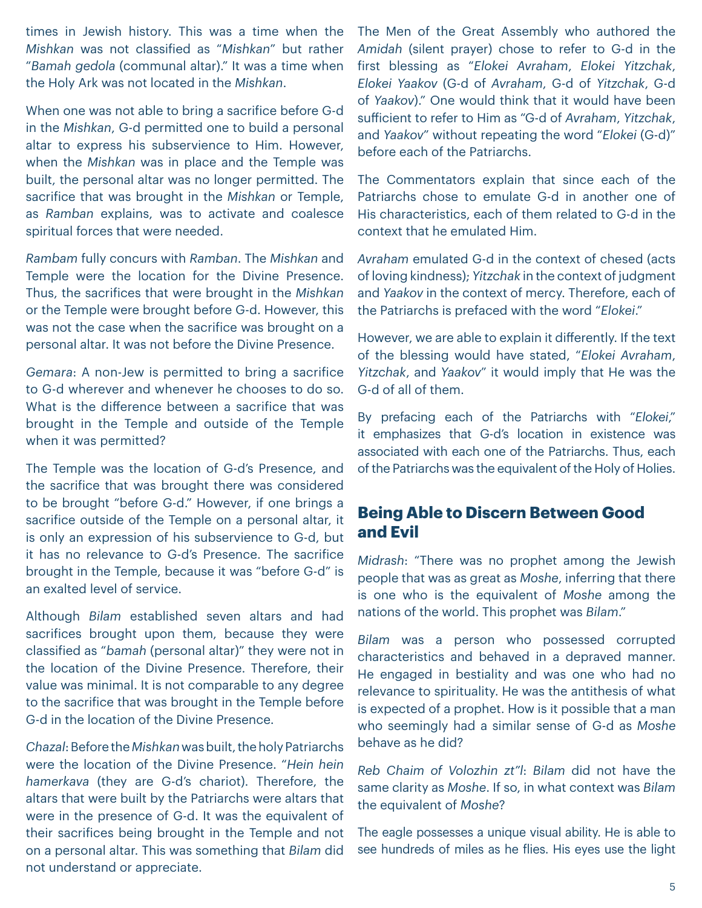times in Jewish history. This was a time when the *Mishkan* was not classified as "*Mishkan*" but rather "*Bamah gedola* (communal altar)." It was a time when the Holy Ark was not located in the *Mishkan*.

When one was not able to bring a sacrifice before G-d in the *Mishkan*, G-d permitted one to build a personal altar to express his subservience to Him. However, when the *Mishkan* was in place and the Temple was built, the personal altar was no longer permitted. The sacrifice that was brought in the *Mishkan* or Temple, as *Ramban* explains, was to activate and coalesce spiritual forces that were needed.

*Rambam* fully concurs with *Ramban*. The *Mishkan* and Temple were the location for the Divine Presence. Thus, the sacrifices that were brought in the *Mishkan* or the Temple were brought before G-d. However, this was not the case when the sacrifice was brought on a personal altar. It was not before the Divine Presence.

*Gemara*: A non-Jew is permitted to bring a sacrifice to G-d wherever and whenever he chooses to do so. What is the difference between a sacrifice that was brought in the Temple and outside of the Temple when it was permitted?

The Temple was the location of G-d's Presence, and the sacrifice that was brought there was considered to be brought "before G-d." However, if one brings a sacrifice outside of the Temple on a personal altar, it is only an expression of his subservience to G-d, but it has no relevance to G-d's Presence. The sacrifice brought in the Temple, because it was "before G-d" is an exalted level of service.

Although *Bilam* established seven altars and had sacrifices brought upon them, because they were classified as "*bamah* (personal altar)" they were not in the location of the Divine Presence. Therefore, their value was minimal. It is not comparable to any degree to the sacrifice that was brought in the Temple before G-d in the location of the Divine Presence.

*Chazal*: Before the *Mishkan* was built, the holy Patriarchs were the location of the Divine Presence. "*Hein hein hamerkava* (they are G-d's chariot). Therefore, the altars that were built by the Patriarchs were altars that were in the presence of G-d. It was the equivalent of their sacrifices being brought in the Temple and not on a personal altar. This was something that *Bilam* did not understand or appreciate.

The Men of the Great Assembly who authored the *Amidah* (silent prayer) chose to refer to G-d in the first blessing as "*Elokei Avraham*, *Elokei Yitzchak*, *Elokei Yaakov* (G-d of *Avraham*, G-d of *Yitzchak*, G-d of *Yaakov*)." One would think that it would have been sufficient to refer to Him as "G-d of *Avraham*, *Yitzchak*, and *Yaakov*" without repeating the word "*Elokei* (G-d)" before each of the Patriarchs.

The Commentators explain that since each of the Patriarchs chose to emulate G-d in another one of His characteristics, each of them related to G-d in the context that he emulated Him.

*Avraham* emulated G-d in the context of chesed (acts of loving kindness); *Yitzchak* in the context of judgment and *Yaakov* in the context of mercy. Therefore, each of the Patriarchs is prefaced with the word "*Elokei*."

However, we are able to explain it differently. If the text of the blessing would have stated, "*Elokei Avraham*, *Yitzchak*, and *Yaakov*" it would imply that He was the G-d of all of them.

By prefacing each of the Patriarchs with "*Elokei*," it emphasizes that G-d's location in existence was associated with each one of the Patriarchs. Thus, each of the Patriarchs was the equivalent of the Holy of Holies.

## Being Able to Discern Between Good and Evil

*Midrash*: "There was no prophet among the Jewish people that was as great as *Moshe*, inferring that there is one who is the equivalent of *Moshe* among the nations of the world. This prophet was *Bilam*."

*Bilam* was a person who possessed corrupted characteristics and behaved in a depraved manner. He engaged in bestiality and was one who had no relevance to spirituality. He was the antithesis of what is expected of a prophet. How is it possible that a man who seemingly had a similar sense of G-d as *Moshe* behave as he did?

*Reb Chaim of Volozhin zt"l*: *Bilam* did not have the same clarity as *Moshe*. If so, in what context was *Bilam* the equivalent of *Moshe*?

The eagle possesses a unique visual ability. He is able to see hundreds of miles as he flies. His eyes use the light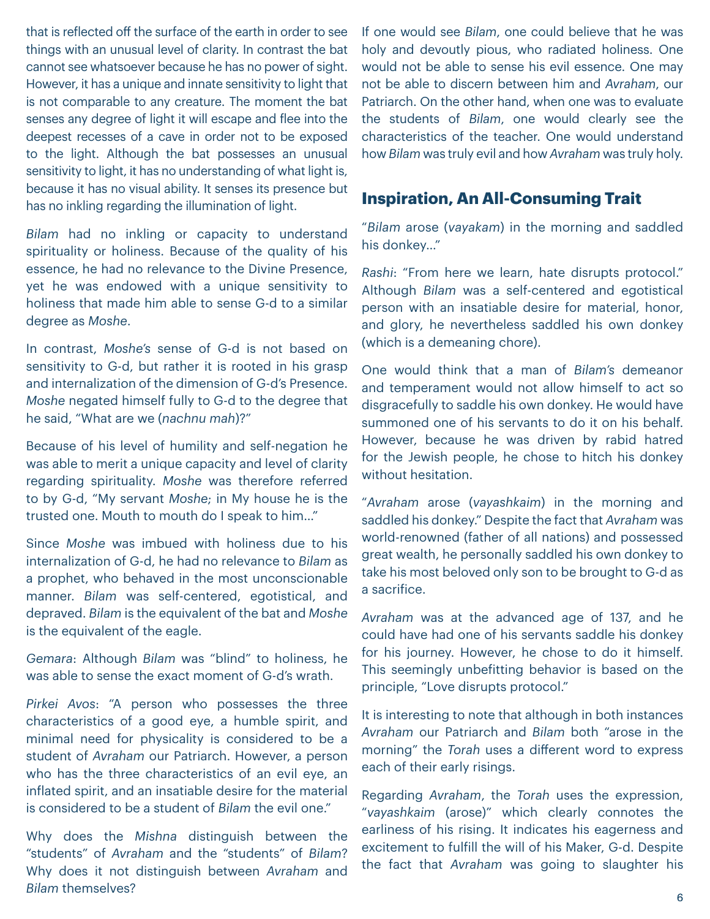that is reflected off the surface of the earth in order to see things with an unusual level of clarity. In contrast the bat cannot see whatsoever because he has no power of sight. However, it has a unique and innate sensitivity to light that is not comparable to any creature. The moment the bat senses any degree of light it will escape and flee into the deepest recesses of a cave in order not to be exposed to the light. Although the bat possesses an unusual sensitivity to light, it has no understanding of what light is, because it has no visual ability. It senses its presence but has no inkling regarding the illumination of light.

*Bilam* had no inkling or capacity to understand spirituality or holiness. Because of the quality of his essence, he had no relevance to the Divine Presence, yet he was endowed with a unique sensitivity to holiness that made him able to sense G-d to a similar degree as *Moshe*.

In contrast, *Moshe's* sense of G-d is not based on sensitivity to G-d, but rather it is rooted in his grasp and internalization of the dimension of G-d's Presence. *Moshe* negated himself fully to G-d to the degree that he said, "What are we (*nachnu mah*)?"

Because of his level of humility and self-negation he was able to merit a unique capacity and level of clarity regarding spirituality. *Moshe* was therefore referred to by G-d, "My servant *Moshe*; in My house he is the trusted one. Mouth to mouth do I speak to him..."

Since *Moshe* was imbued with holiness due to his internalization of G-d, he had no relevance to *Bilam* as a prophet, who behaved in the most unconscionable manner. *Bilam* was self-centered, egotistical, and depraved. *Bilam* is the equivalent of the bat and *Moshe* is the equivalent of the eagle.

*Gemara*: Although *Bilam* was "blind" to holiness, he was able to sense the exact moment of G-d's wrath.

*Pirkei Avos*: "A person who possesses the three characteristics of a good eye, a humble spirit, and minimal need for physicality is considered to be a student of *Avraham* our Patriarch. However, a person who has the three characteristics of an evil eye, an inflated spirit, and an insatiable desire for the material is considered to be a student of *Bilam* the evil one."

Why does the *Mishna* distinguish between the "students" of *Avraham* and the "students" of *Bilam*? Why does it not distinguish between *Avraham* and *Bilam* themselves?

If one would see *Bilam*, one could believe that he was holy and devoutly pious, who radiated holiness. One would not be able to sense his evil essence. One may not be able to discern between him and *Avraham*, our Patriarch. On the other hand, when one was to evaluate the students of *Bilam*, one would clearly see the characteristics of the teacher. One would understand how *Bilam* was truly evil and how *Avraham* was truly holy.

## Inspiration, An All-Consuming Trait

"*Bilam* arose (*vayakam*) in the morning and saddled his donkey..."

*Rashi*: "From here we learn, hate disrupts protocol." Although *Bilam* was a self-centered and egotistical person with an insatiable desire for material, honor, and glory, he nevertheless saddled his own donkey (which is a demeaning chore).

One would think that a man of *Bilam's* demeanor and temperament would not allow himself to act so disgracefully to saddle his own donkey. He would have summoned one of his servants to do it on his behalf. However, because he was driven by rabid hatred for the Jewish people, he chose to hitch his donkey without hesitation.

"*Avraham* arose (*vayashkaim*) in the morning and saddled his donkey." Despite the fact that *Avraham* was world-renowned (father of all nations) and possessed great wealth, he personally saddled his own donkey to take his most beloved only son to be brought to G-d as a sacrifice.

*Avraham* was at the advanced age of 137, and he could have had one of his servants saddle his donkey for his journey. However, he chose to do it himself. This seemingly unbefitting behavior is based on the principle, "Love disrupts protocol."

It is interesting to note that although in both instances *Avraham* our Patriarch and *Bilam* both "arose in the morning" the *Torah* uses a different word to express each of their early risings.

Regarding *Avraham*, the *Torah* uses the expression, "*vayashkaim* (arose)" which clearly connotes the earliness of his rising. It indicates his eagerness and excitement to fulfill the will of his Maker, G-d. Despite the fact that *Avraham* was going to slaughter his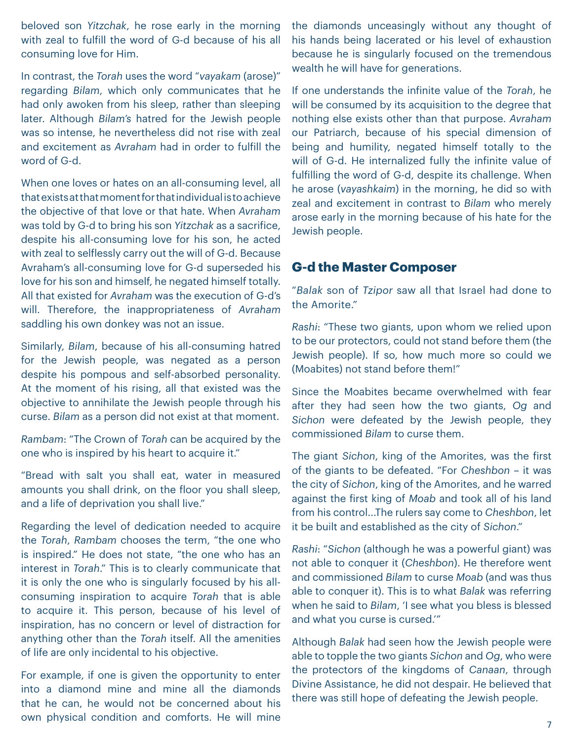beloved son *Yitzchak*, he rose early in the morning with zeal to fulfill the word of G-d because of his all consuming love for Him.

In contrast, the *Torah* uses the word "*vayakam* (arose)" regarding *Bilam*, which only communicates that he had only awoken from his sleep, rather than sleeping later. Although *Bilam's* hatred for the Jewish people was so intense, he nevertheless did not rise with zeal and excitement as *Avraham* had in order to fulfill the word of G-d.

When one loves or hates on an all-consuming level, all that exists at that moment for that individual is to achieve the objective of that love or that hate. When *Avraham* was told by G-d to bring his son *Yitzchak* as a sacrifice, despite his all-consuming love for his son, he acted with zeal to selflessly carry out the will of G-d. Because Avraham's all-consuming love for G-d superseded his love for his son and himself, he negated himself totally. All that existed for *Avraham* was the execution of G-d's will. Therefore, the inappropriateness of *Avraham* saddling his own donkey was not an issue.

Similarly, *Bilam*, because of his all-consuming hatred for the Jewish people, was negated as a person despite his pompous and self-absorbed personality. At the moment of his rising, all that existed was the objective to annihilate the Jewish people through his curse. *Bilam* as a person did not exist at that moment.

*Rambam*: "The Crown of *Torah* can be acquired by the one who is inspired by his heart to acquire it."

"Bread with salt you shall eat, water in measured amounts you shall drink, on the floor you shall sleep, and a life of deprivation you shall live."

Regarding the level of dedication needed to acquire the *Torah*, *Rambam* chooses the term, "the one who is inspired." He does not state, "the one who has an interest in *Torah*." This is to clearly communicate that it is only the one who is singularly focused by his all-consuming inspiration to acquire *Torah* that is able to acquire it. This person, because of his level of inspiration, has no concern or level of distraction for anything other than the *Torah* itself. All the amenities of life are only incidental to his objective.

For example, if one is given the opportunity to enter into a diamond mine and mine all the diamonds that he can, he would not be concerned about his own physical condition and comforts. He will mine the diamonds unceasingly without any thought of his hands being lacerated or his level of exhaustion because he is singularly focused on the tremendous wealth he will have for generations.

If one understands the infinite value of the *Torah*, he will be consumed by its acquisition to the degree that nothing else exists other than that purpose. *Avraham* our Patriarch, because of his special dimension of being and humility, negated himself totally to the will of G-d. He internalized fully the infinite value of fulfilling the word of G-d, despite its challenge. When he arose (*vayashkaim*) in the morning, he did so with zeal and excitement in contrast to *Bilam* who merely arose early in the morning because of his hate for the Jewish people.

## G-d the Master Composer

"*Balak* son of *Tzipor* saw all that Israel had done to the Amorite."

*Rashi*: "These two giants, upon whom we relied upon to be our protectors, could not stand before them (the Jewish people). If so, how much more so could we (Moabites) not stand before them!"

Since the Moabites became overwhelmed with fear after they had seen how the two giants, *Og* and *Sichon* were defeated by the Jewish people, they commissioned *Bilam* to curse them.

The giant *Sichon*, king of the Amorites, was the first of the giants to be defeated. "For *Cheshbon* – it was the city of *Sichon*, king of the Amorites, and he warred against the first king of *Moab* and took all of his land from his control...The rulers say come to *Cheshbon*, let it be built and established as the city of *Sichon*."

*Rashi*: "*Sichon* (although he was a powerful giant) was not able to conquer it (*Cheshbon*). He therefore went and commissioned *Bilam* to curse *Moab* (and was thus able to conquer it). This is to what *Balak* was referring when he said to *Bilam*, 'I see what you bless is blessed and what you curse is cursed.'"

Although *Balak* had seen how the Jewish people were able to topple the two giants *Sichon* and *Og*, who were the protectors of the kingdoms of *Canaan*, through Divine Assistance, he did not despair. He believed that there was still hope of defeating the Jewish people.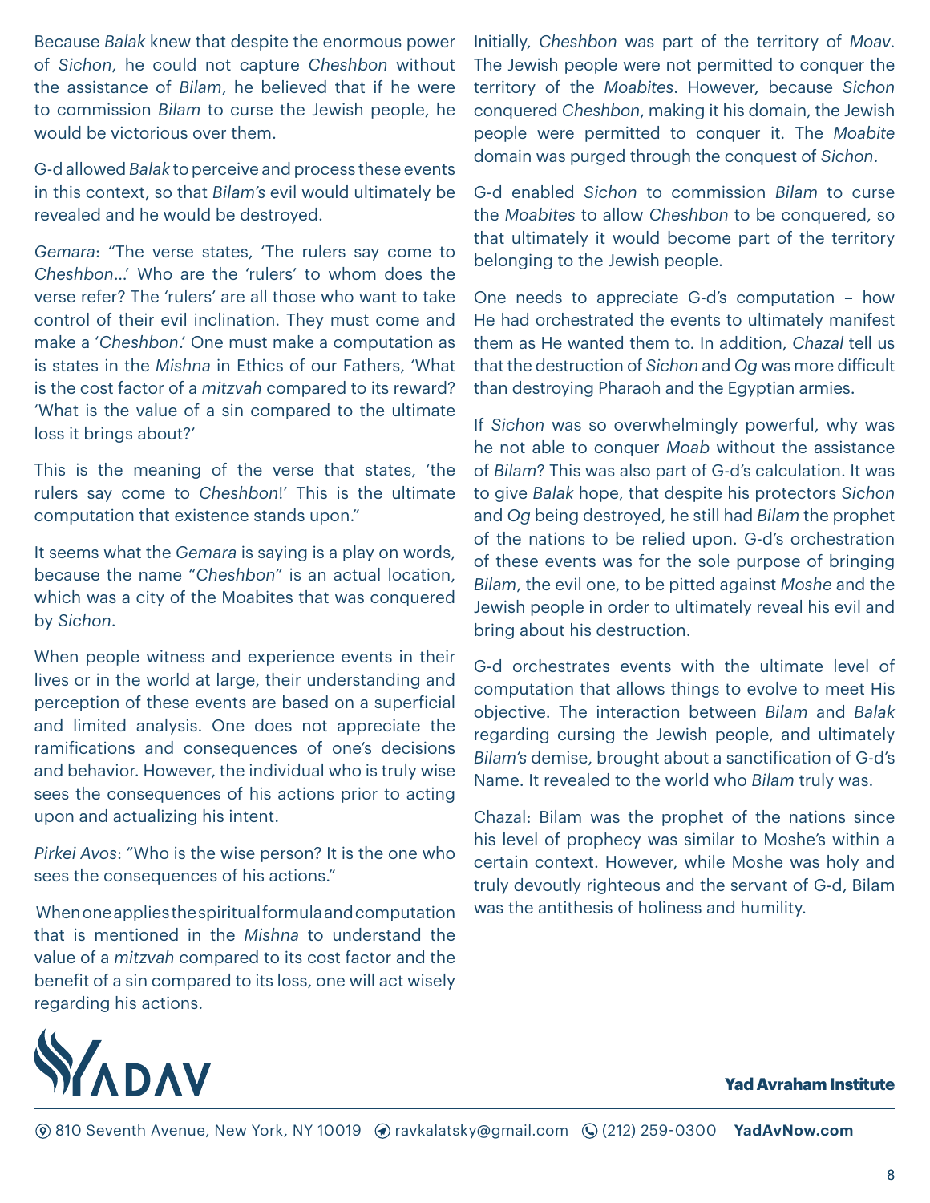Because *Balak* knew that despite the enormous power of *Sichon*, he could not capture *Cheshbon* without the assistance of *Bilam*, he believed that if he were to commission *Bilam* to curse the Jewish people, he would be victorious over them.

G-d allowed *Balak* to perceive and process these events in this context, so that *Bilam's* evil would ultimately be revealed and he would be destroyed.

*Gemara*: "The verse states, 'The rulers say come to *Cheshbon*...' Who are the 'rulers' to whom does the verse refer? The 'rulers' are all those who want to take control of their evil inclination. They must come and make a '*Cheshbon*.' One must make a computation as is states in the *Mishna* in Ethics of our Fathers, 'What is the cost factor of a *mitzvah* compared to its reward? 'What is the value of a sin compared to the ultimate loss it brings about?'

This is the meaning of the verse that states, 'the rulers say come to *Cheshbon*!' This is the ultimate computation that existence stands upon."

It seems what the *Gemara* is saying is a play on words, because the name "*Cheshbon*" is an actual location, which was a city of the Moabites that was conquered by *Sichon*.

When people witness and experience events in their lives or in the world at large, their understanding and perception of these events are based on a superficial and limited analysis. One does not appreciate the ramifications and consequences of one's decisions and behavior. However, the individual who is truly wise sees the consequences of his actions prior to acting upon and actualizing his intent.

*Pirkei Avos*: "Who is the wise person? It is the one who sees the consequences of his actions."

When one applies the spiritual formula and computation that is mentioned in the *Mishna* to understand the value of a *mitzvah* compared to its cost factor and the benefit of a sin compared to its loss, one will act wisely regarding his actions.

Initially, *Cheshbon* was part of the territory of *Moav*. The Jewish people were not permitted to conquer the territory of the *Moabites*. However, because *Sichon* conquered *Cheshbon*, making it his domain, the Jewish people were permitted to conquer it. The *Moabite* domain was purged through the conquest of *Sichon*.

G-d enabled *Sichon* to commission *Bilam* to curse the *Moabites* to allow *Cheshbon* to be conquered, so that ultimately it would become part of the territory belonging to the Jewish people.

One needs to appreciate G-d's computation – how He had orchestrated the events to ultimately manifest them as He wanted them to. In addition, *Chazal* tell us that the destruction of *Sichon* and *Og* was more difficult than destroying Pharaoh and the Egyptian armies.

If *Sichon* was so overwhelmingly powerful, why was he not able to conquer *Moab* without the assistance of *Bilam*? This was also part of G-d's calculation. It was to give *Balak* hope, that despite his protectors *Sichon* and *Og* being destroyed, he still had *Bilam* the prophet of the nations to be relied upon. G-d's orchestration of these events was for the sole purpose of bringing *Bilam*, the evil one, to be pitted against *Moshe* and the Jewish people in order to ultimately reveal his evil and bring about his destruction.

G-d orchestrates events with the ultimate level of computation that allows things to evolve to meet His objective. The interaction between *Bilam* and *Balak* regarding cursing the Jewish people, and ultimately *Bilam's* demise, brought about a sanctification of G-d's Name. It revealed to the world who *Bilam* truly was.

Chazal: Bilam was the prophet of the nations since his level of prophecy was similar to Moshe's within a certain context. However, while Moshe was holy and truly devoutly righteous and the servant of G-d, Bilam was the antithesis of holiness and humility.

YADAV

**Yad Avraham Institute**

810 Seventh Avenue, New York, NY 10019 ravkalatsky@gmail.com (212) 259-0300 **YadAvNow.com**